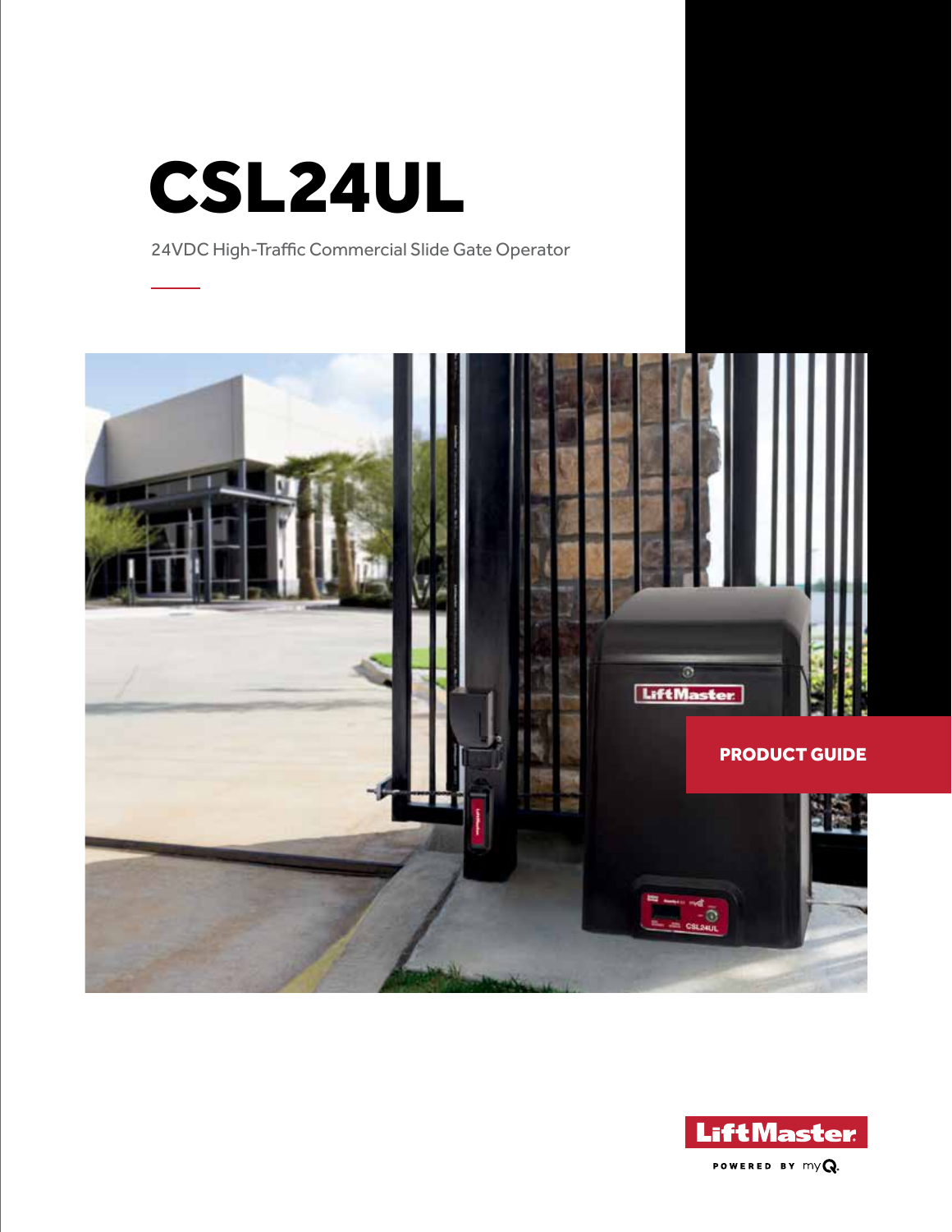# CSL24UL

24VDC High-Traffic Commercial Slide Gate Operator

**PRODUCT GUIDE**

LiftMaster

POWERED BY myQ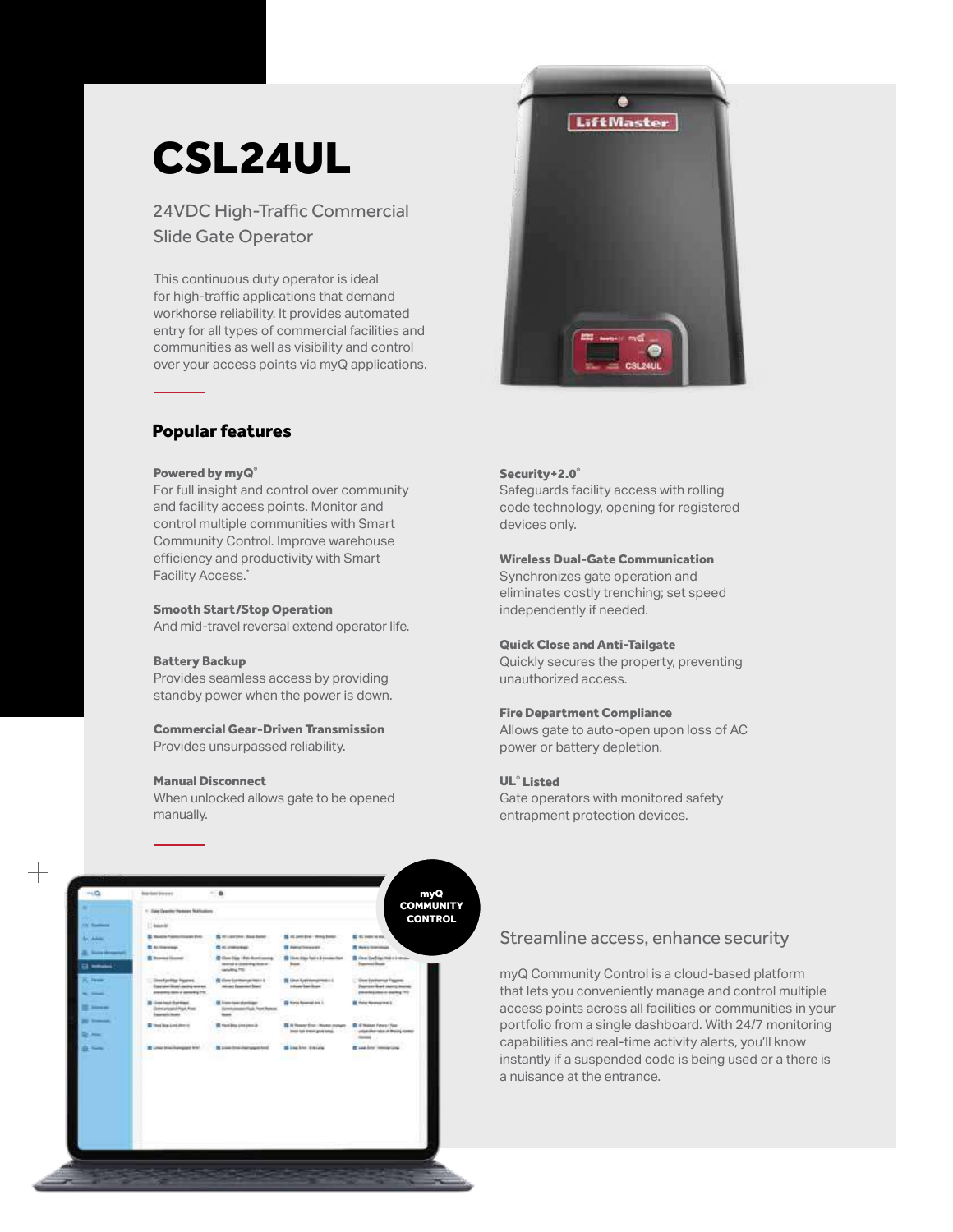# CSL24UL

24VDC High-Traffic Commercial Slide Gate Operator

This continuous duty operator is ideal for high-traffic applications that demand workhorse reliability. It provides automated entry for all types of commercial facilities and communities as well as visibility and control over your access points via myQ applications.

## Popular features

**Powered by myQ®**
For full insight and control over community and facility access points. Monitor and control multiple communities with Smart Community Control. Improve warehouse efficiency and productivity with Smart Facility Access.*

**Smooth Start/Stop Operation**
And mid-travel reversal extend operator life.

**Battery Backup**
Provides seamless access by providing standby power when the power is down.

**Commercial Gear-Driven Transmission**
Provides unsurpassed reliability.

**Manual Disconnect**
When unlocked allows gate to be opened manually.

**Security+2.0®**
Safeguards facility access with rolling code technology, opening for registered devices only.

**Wireless Dual-Gate Communication**
Synchronizes gate operation and eliminates costly trenching; set speed independently if needed.

**Quick Close and Anti-Tailgate**
Quickly secures the property, preventing unauthorized access.

**Fire Department Compliance**
Allows gate to auto-open upon loss of AC power or battery depletion.

**UL® Listed**
Gate operators with monitored safety entrapment protection devices.

myQ COMMUNITY CONTROL

## Streamline access, enhance security

myQ Community Control is a cloud-based platform that lets you conveniently manage and control multiple access points across all facilities or communities in your portfolio from a single dashboard. With 24/7 monitoring capabilities and real-time activity alerts, you'll know instantly if a suspended code is being used or a there is a nuisance at the entrance.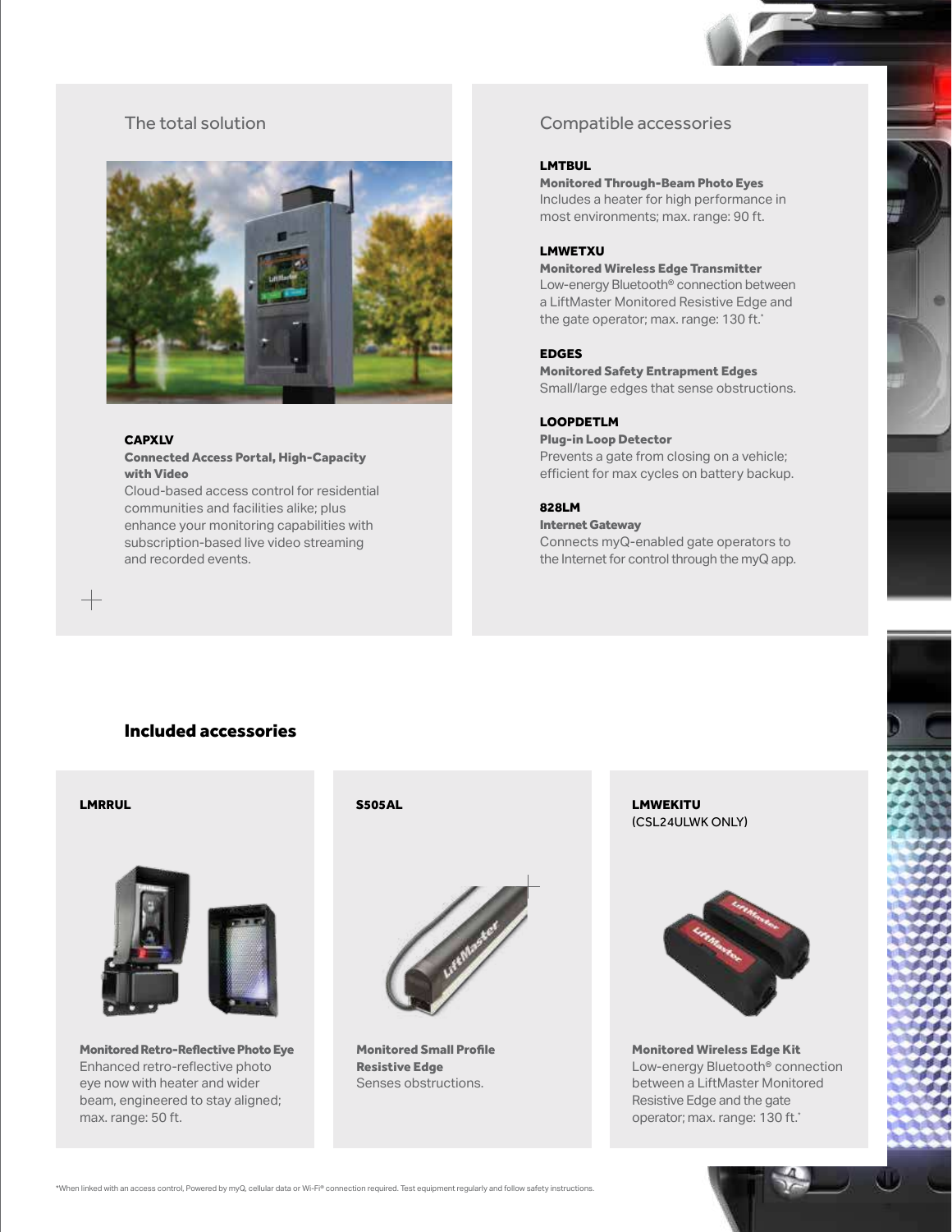## The total solution

**CAPXLV**

**Connected Access Portal, High-Capacity with Video**

Cloud-based access control for residential communities and facilities alike; plus enhance your monitoring capabilities with subscription-based live video streaming and recorded events.

## Compatible accessories

**LMTBUL**

**Monitored Through-Beam Photo Eyes**

Includes a heater for high performance in most environments; max. range: 90 ft.

**LMWETXU**

**Monitored Wireless Edge Transmitter**

Low-energy Bluetooth® connection between a LiftMaster Monitored Resistive Edge and the gate operator; max. range: 130 ft.*

**EDGES**

**Monitored Safety Entrapment Edges**

Small/large edges that sense obstructions.

**LOOPDETLM**

**Plug-in Loop Detector**

Prevents a gate from closing on a vehicle; efficient for max cycles on battery backup.

**828LM**

**Internet Gateway**

Connects myQ-enabled gate operators to the Internet for control through the myQ app.

## Included accessories

**LMRRUL**

**Monitored Retro-Reflective Photo Eye**

Enhanced retro-reflective photo eye now with heater and wider beam, engineered to stay aligned; max. range: 50 ft.

**S505AL**

**Monitored Small Profile Resistive Edge**

Senses obstructions.

**LMWEKITU**

(CSL24ULWK ONLY)

**Monitored Wireless Edge Kit**

Low-energy Bluetooth® connection between a LiftMaster Monitored Resistive Edge and the gate operator; max. range: 130 ft.*

*When linked with an access control, Powered by myQ, cellular data or Wi-Fi® connection required. Test equipment regularly and follow safety instructions.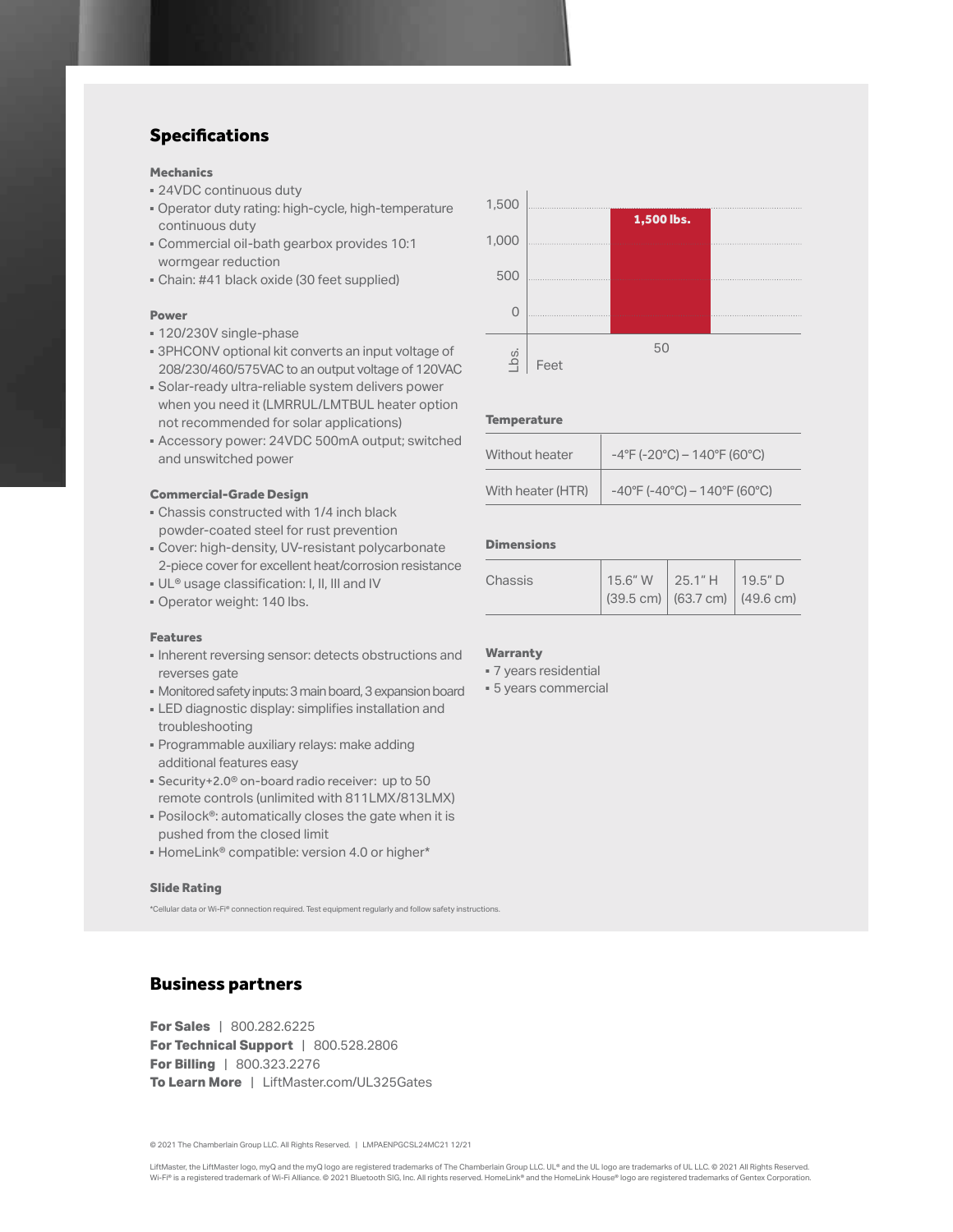## Specifications

### Mechanics

- 24VDC continuous duty
- Operator duty rating: high-cycle, high-temperature continuous duty
- Commercial oil-bath gearbox provides 10:1 wormgear reduction
- Chain: #41 black oxide (30 feet supplied)

### Power

- 120/230V single-phase
- 3PHCONV optional kit converts an input voltage of 208/230/460/575VAC to an output voltage of 120VAC
- Solar-ready ultra-reliable system delivers power when you need it (LMRRUL/LMTBUL heater option not recommended for solar applications)
- Accessory power: 24VDC 500mA output; switched and unswitched power

### Commercial-Grade Design

- Chassis constructed with 1/4 inch black powder-coated steel for rust prevention
- Cover: high-density, UV-resistant polycarbonate 2-piece cover for excellent heat/corrosion resistance
- UL® usage classification: I, II, III and IV
- Operator weight: 140 lbs.

### Features

- Inherent reversing sensor: detects obstructions and reverses gate
- Monitored safety inputs: 3 main board, 3 expansion board
- LED diagnostic display: simplifies installation and troubleshooting
- Programmable auxiliary relays: make adding additional features easy
- Security+2.0® on-board radio receiver: up to 50 remote controls (unlimited with 811LMX/813LMX)
- Posilock®: automatically closes the gate when it is pushed from the closed limit
- HomeLink® compatible: version 4.0 or higher*

### Slide Rating

1,500
1,000
500
0
1,500 lbs.
50
Lbs.
Feet

### Temperature

| | |
|---|---|
| Without heater | -4°F (-20°C) – 140°F (60°C) |
| With heater (HTR) | -40°F (-40°C) – 140°F (60°C) |

### Dimensions

| | | | |
|---|---|---|---|
| Chassis | 15.6" W (39.5 cm) | 25.1" H (63.7 cm) | 19.5" D (49.6 cm) |

### Warranty

- 7 years residential
- 5 years commercial

*Cellular data or Wi-Fi® connection required. Test equipment regularly and follow safety instructions.

## Business partners

**For Sales** | 800.282.6225
**For Technical Support** | 800.528.2806
**For Billing** | 800.323.2276
**To Learn More** | LiftMaster.com/UL325Gates

© 2021 The Chamberlain Group LLC. All Rights Reserved. | LMPAENPGCSL24MC21 12/21

LiftMaster, the LiftMaster logo, myQ and the myQ logo are registered trademarks of The Chamberlain Group LLC. UL® and the UL logo are trademarks of UL LLC. © 2021 All Rights Reserved. Wi-Fi® is a registered trademark of Wi-Fi Alliance. © 2021 Bluetooth SIG, Inc. All rights reserved. HomeLink® and the HomeLink House® logo are registered trademarks of Gentex Corporation.